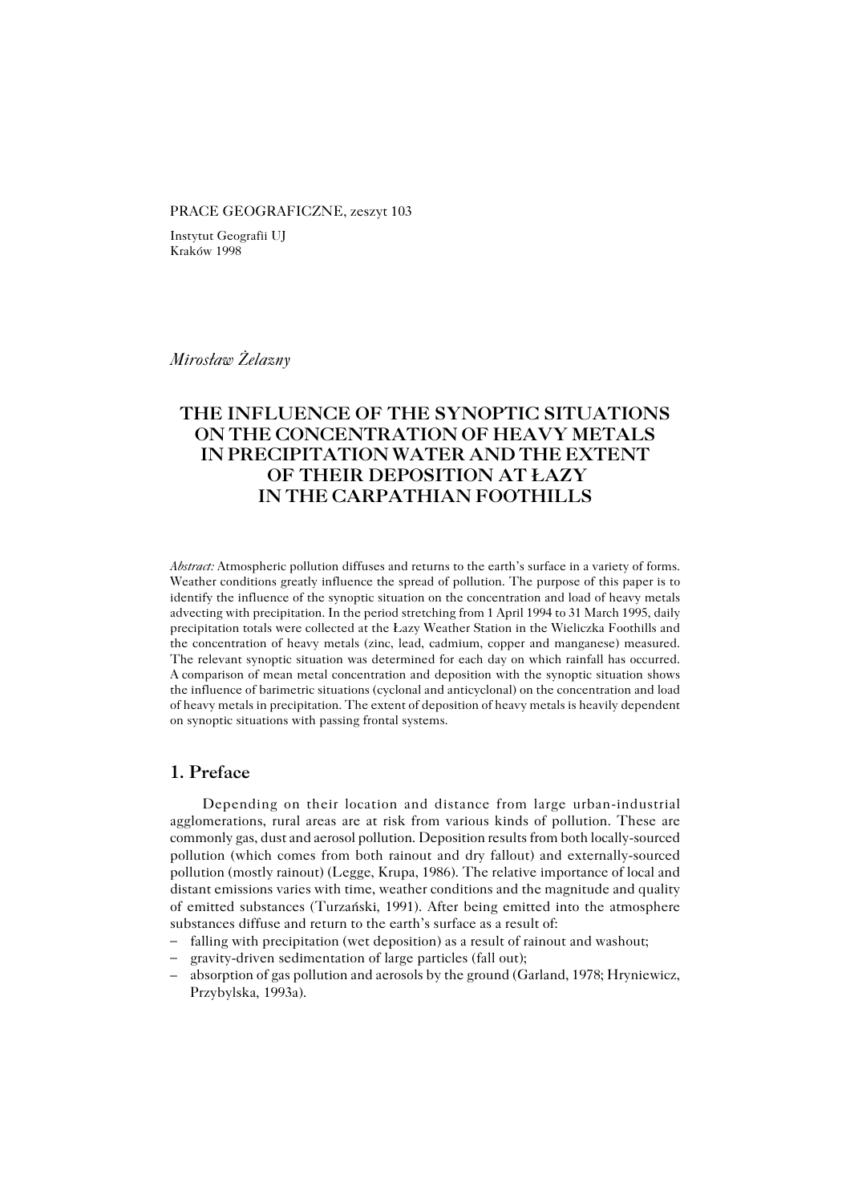PRACE GEOGRAFICZNE, zeszyt 103

Instytut Geografii UJ
Kraków 1998

*Mirosław Żelazny*

# THE INFLUENCE OF THE SYNOPTIC SITUATIONS ON THE CONCENTRATION OF HEAVY METALS IN PRECIPITATION WATER AND THE EXTENT OF THEIR DEPOSITION AT ŁAZY IN THE CARPATHIAN FOOTHILLS

*Abstract:* Atmospheric pollution diffuses and returns to the earth's surface in a variety of forms. Weather conditions greatly influence the spread of pollution. The purpose of this paper is to identify the influence of the synoptic situation on the concentration and load of heavy metals advecting with precipitation. In the period stretching from 1 April 1994 to 31 March 1995, daily precipitation totals were collected at the Łazy Weather Station in the Wieliczka Foothills and the concentration of heavy metals (zinc, lead, cadmium, copper and manganese) measured. The relevant synoptic situation was determined for each day on which rainfall has occurred. A comparison of mean metal concentration and deposition with the synoptic situation shows the influence of barimetric situations (cyclonal and anticyclonal) on the concentration and load of heavy metals in precipitation. The extent of deposition of heavy metals is heavily dependent on synoptic situations with passing frontal systems.

## 1. Preface

Depending on their location and distance from large urban-industrial agglomerations, rural areas are at risk from various kinds of pollution. These are commonly gas, dust and aerosol pollution. Deposition results from both locally-sourced pollution (which comes from both rainout and dry fallout) and externally-sourced pollution (mostly rainout) (Legge, Krupa, 1986). The relative importance of local and distant emissions varies with time, weather conditions and the magnitude and quality of emitted substances (Turzański, 1991). After being emitted into the atmosphere substances diffuse and return to the earth's surface as a result of:

- falling with precipitation (wet deposition) as a result of rainout and washout;
- gravity-driven sedimentation of large particles (fall out);
- absorption of gas pollution and aerosols by the ground (Garland, 1978; Hryniewicz, Przybylska, 1993a).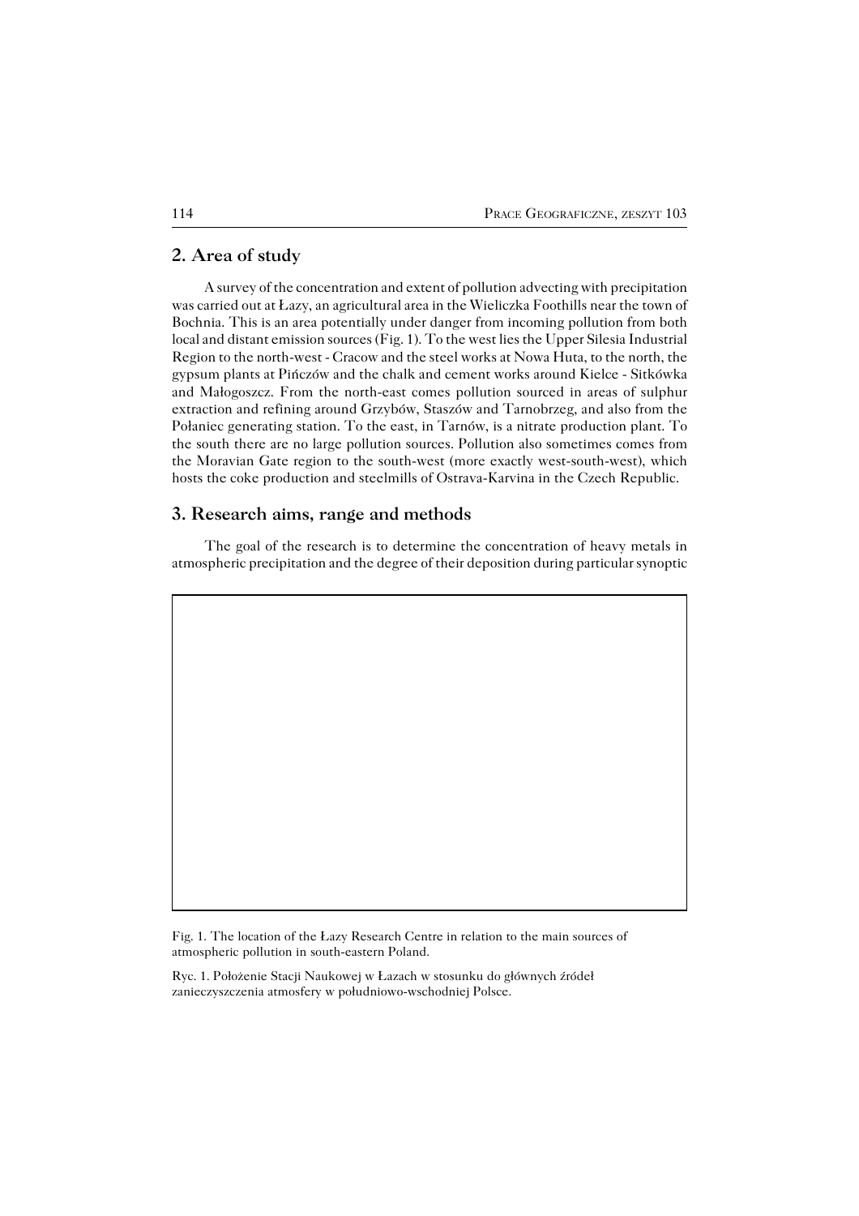## 2. Area of study

A survey of the concentration and extent of pollution advecting with precipitation was carried out at Łazy, an agricultural area in the Wieliczka Foothills near the town of Bochnia. This is an area potentially under danger from incoming pollution from both local and distant emission sources (Fig. 1). To the west lies the Upper Silesia Industrial Region to the north-west - Cracow and the steel works at Nowa Huta, to the north, the gypsum plants at Pińczów and the chalk and cement works around Kielce - Sitkówka and Małogoszcz. From the north-east comes pollution sourced in areas of sulphur extraction and refining around Grzybów, Staszów and Tarnobrzeg, and also from the Połaniec generating station. To the east, in Tarnów, is a nitrate production plant. To the south there are no large pollution sources. Pollution also sometimes comes from the Moravian Gate region to the south-west (more exactly west-south-west), which hosts the coke production and steelmills of Ostrava-Karvina in the Czech Republic.

## 3. Research aims, range and methods

The goal of the research is to determine the concentration of heavy metals in atmospheric precipitation and the degree of their deposition during particular synoptic

Fig. 1. The location of the Łazy Research Centre in relation to the main sources of atmospheric pollution in south-eastern Poland.

Ryc. 1. Położenie Stacji Naukowej w Łazach w stosunku do głównych źródeł zanieczyszczenia atmosfery w południowo-wschodniej Polsce.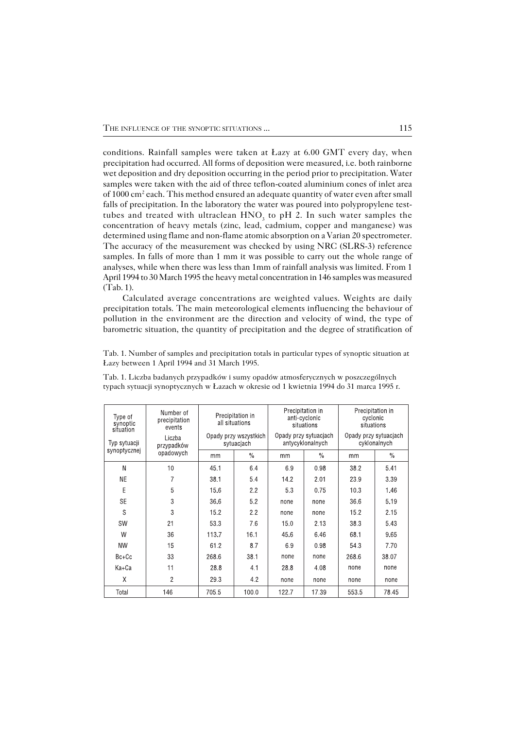conditions. Rainfall samples were taken at Łazy at 6.00 GMT every day, when precipitation had occurred. All forms of deposition were measured, i.e. both rainborne wet deposition and dry deposition occurring in the period prior to precipitation. Water samples were taken with the aid of three teflon-coated aluminium cones of inlet area of 1000 $cm^2$ each. This method ensured an adequate quantity of water even after small falls of precipitation. In the laboratory the water was poured into polypropylene test-tubes and treated with ultraclean $HNO_3$ to pH 2. In such water samples the concentration of heavy metals (zinc, lead, cadmium, copper and manganese) was determined using flame and non-flame atomic absorption on a Varian 20 spectrometer. The accuracy of the measurement was checked by using NRC (SLRS-3) reference samples. In falls of more than 1 mm it was possible to carry out the whole range of analyses, while when there was less than 1mm of rainfall analysis was limited. From 1 April 1994 to 30 March 1995 the heavy metal concentration in 146 samples was measured (Tab. 1).

Calculated average concentrations are weighted values. Weights are daily precipitation totals. The main meteorological elements influencing the behaviour of pollution in the environment are the direction and velocity of wind, the type of barometric situation, the quantity of precipitation and the degree of stratification of

Tab. 1. Number of samples and precipitation totals in particular types of synoptic situation at Łazy between 1 April 1994 and 31 March 1995.

Tab. 1. Liczba badanych przypadków i sumy opadów atmosferycznych w poszczególnych typach sytuacji synoptycznych w Łazach w okresie od 1 kwietnia 1994 do 31 marca 1995 r.

| Type of synoptic situation / Typ sytuacji synoptycznej | Number of precipitation events / Liczba przypadków opadowych | Precipitation in all situations / Opady przy wszystkich sytuacjach | | Precipitation in anti-cyclonic situations / Opady przy sytuacjach antycyklonalnych | | Precipitation in cyclonic situations / Opady przy sytuacjach cyklonalnych | |
|---|---|---|---|---|---|---|---|
| | | mm | % | mm | % | mm | % |
| N | 10 | 45.1 | 6.4 | 6.9 | 0.98 | 38.2 | 5.41 |
| NE | 7 | 38.1 | 5.4 | 14.2 | 2.01 | 23.9 | 3.39 |
| E | 5 | 15.6 | 2.2 | 5.3 | 0.75 | 10.3 | 1.46 |
| SE | 3 | 36.6 | 5.2 | none | none | 36.6 | 5.19 |
| S | 3 | 15.2 | 2.2 | none | none | 15.2 | 2.15 |
| SW | 21 | 53.3 | 7.6 | 15.0 | 2.13 | 38.3 | 5.43 |
| W | 36 | 113.7 | 16.1 | 45.6 | 6.46 | 68.1 | 9.65 |
| NW | 15 | 61.2 | 8.7 | 6.9 | 0.98 | 54.3 | 7.70 |
| Bc+Cc | 33 | 268.6 | 38.1 | none | none | 268.6 | 38.07 |
| Ka+Ca | 11 | 28.8 | 4.1 | 28.8 | 4.08 | none | none |
| X | 2 | 29.3 | 4.2 | none | none | none | none |
| Total | 146 | 705.5 | 100.0 | 122.7 | 17.39 | 553.5 | 78.45 |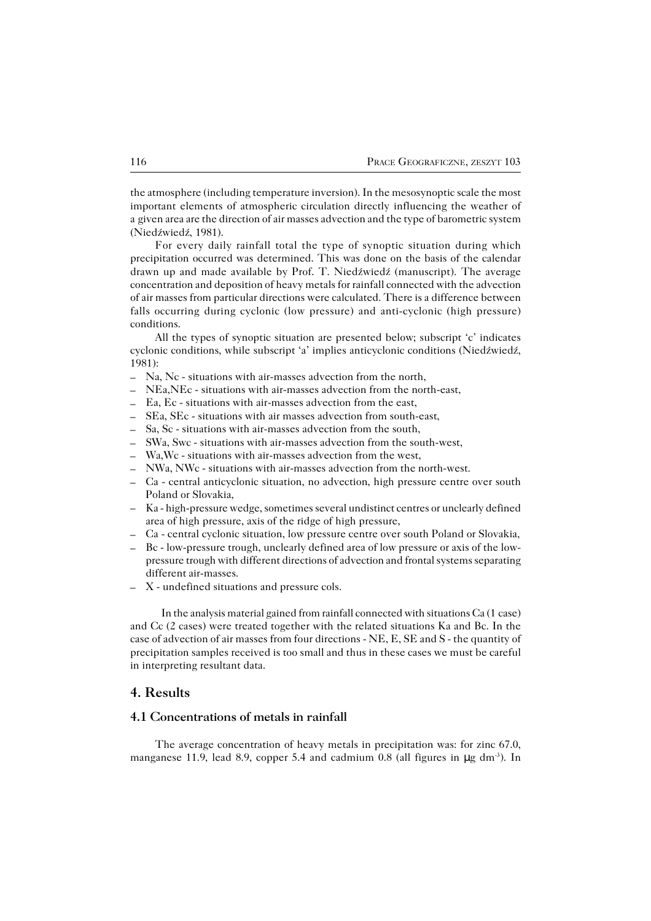the atmosphere (including temperature inversion). In the mesosynoptic scale the most important elements of atmospheric circulation directly influencing the weather of a given area are the direction of air masses advection and the type of barometric system (Niedźwiedź, 1981).

For every daily rainfall total the type of synoptic situation during which precipitation occurred was determined. This was done on the basis of the calendar drawn up and made available by Prof. T. Niedźwiedź (manuscript). The average concentration and deposition of heavy metals for rainfall connected with the advection of air masses from particular directions were calculated. There is a difference between falls occurring during cyclonic (low pressure) and anti-cyclonic (high pressure) conditions.

All the types of synoptic situation are presented below; subscript 'c' indicates cyclonic conditions, while subscript 'a' implies anticyclonic conditions (Niedźwiedź, 1981):

- Na, Nc - situations with air-masses advection from the north,
- NEa,NEc - situations with air-masses advection from the north-east,
- Ea, Ec - situations with air-masses advection from the east,
- SEa, SEc - situations with air masses advection from south-east,
- Sa, Sc - situations with air-masses advection from the south,
- SWa, Swc - situations with air-masses advection from the south-west,
- Wa,Wc - situations with air-masses advection from the west,
- NWa, NWc - situations with air-masses advection from the north-west.
- Ca - central anticyclonic situation, no advection, high pressure centre over south Poland or Slovakia,
- Ka - high-pressure wedge, sometimes several undistinct centres or unclearly defined area of high pressure, axis of the ridge of high pressure,
- Ca - central cyclonic situation, low pressure centre over south Poland or Slovakia,
- Bc - low-pressure trough, unclearly defined area of low pressure or axis of the low-pressure trough with different directions of advection and frontal systems separating different air-masses.
- X - undefined situations and pressure cols.

In the analysis material gained from rainfall connected with situations Ca (1 case) and Cc (2 cases) were treated together with the related situations Ka and Bc. In the case of advection of air masses from four directions - NE, E, SE and S - the quantity of precipitation samples received is too small and thus in these cases we must be careful in interpreting resultant data.

## 4. Results

### 4.1 Concentrations of metals in rainfall

The average concentration of heavy metals in precipitation was: for zinc 67.0, manganese 11.9, lead 8.9, copper 5.4 and cadmium 0.8 (all figures in $\mu g\ dm^{-3}$). In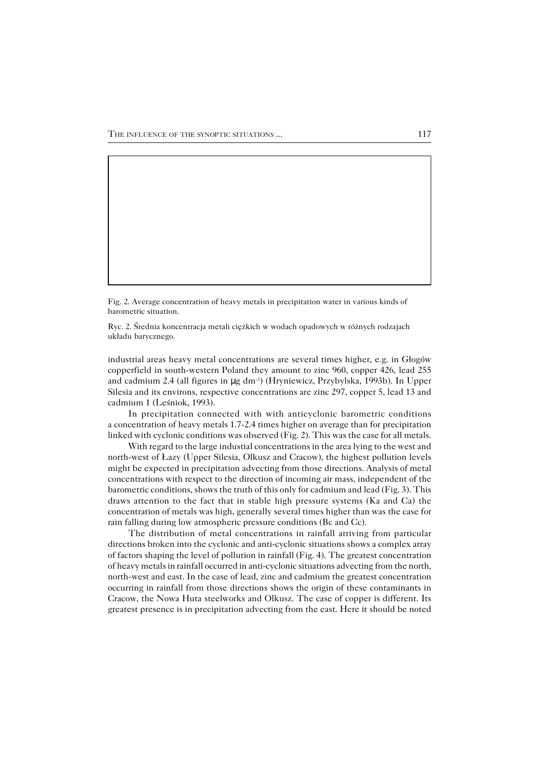Fig. 2. Average concentration of heavy metals in precipitation water in various kinds of barometric situation.

Ryc. 2. Średnia koncentracja metali ciężkich w wodach opadowych w różnych rodzajach układu barycznego.

industrial areas heavy metal concentrations are several times higher, e.g. in Głogów copperfield in south-western Poland they amount to zinc 960, copper 426, lead 255 and cadmium 2.4 (all figures in μg dm$^{-3}$) (Hryniewicz, Przybylska, 1993b). In Upper Silesia and its environs, respective concentrations are zinc 297, copper 5, lead 13 and cadmium 1 (Leśniok, 1993).

In precipitation connected with with anticyclonic barometric conditions a concentration of heavy metals 1.7-2.4 times higher on average than for precipitation linked with cyclonic conditions was observed (Fig. 2). This was the case for all metals.

With regard to the large industial concentrations in the area lying to the west and north-west of Łazy (Upper Silesia, Olkusz and Cracow), the highest pollution levels might be expected in precipitation advecting from those directions. Analysis of metal concentrations with respect to the direction of incoming air mass, independent of the barometric conditions, shows the truth of this only for cadmium and lead (Fig. 3). This draws attention to the fact that in stable high pressure systems (Ka and Ca) the concentration of metals was high, generally several times higher than was the case for rain falling during low atmospheric pressure conditions (Bc and Cc).

The distribution of metal concentrations in rainfall arriving from particular directions broken into the cyclonic and anti-cyclonic situations shows a complex array of factors shaping the level of pollution in rainfall (Fig. 4). The greatest concentration of heavy metals in rainfall occurred in anti-cyclonic situations advecting from the north, north-west and east. In the case of lead, zinc and cadmium the greatest concentration occurring in rainfall from those directions shows the origin of these contaminants in Cracow, the Nowa Huta steelworks and Olkusz. The case of copper is different. Its greatest presence is in precipitation advecting from the east. Here it should be noted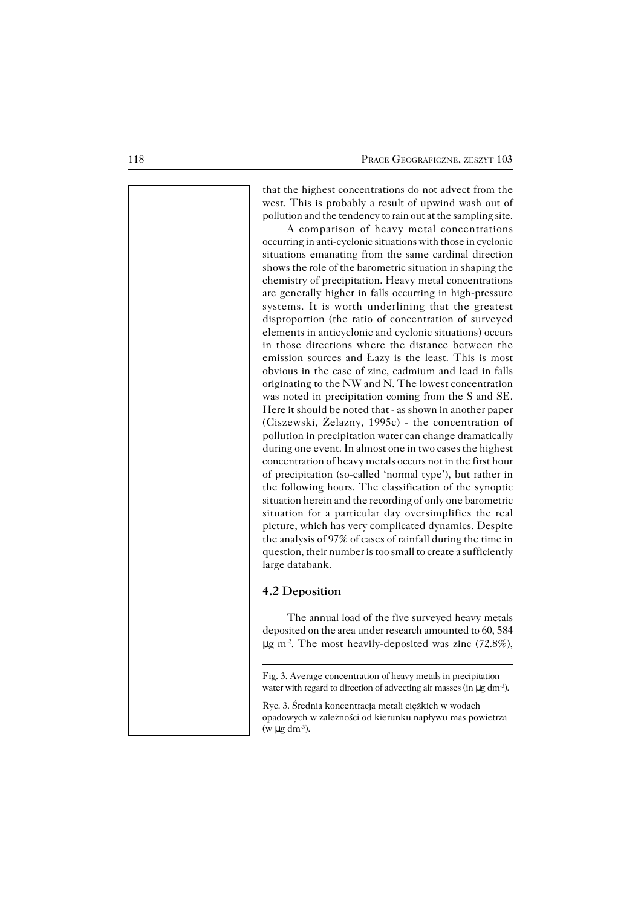that the highest concentrations do not advect from the west. This is probably a result of upwind wash out of pollution and the tendency to rain out at the sampling site.

A comparison of heavy metal concentrations occurring in anti-cyclonic situations with those in cyclonic situations emanating from the same cardinal direction shows the role of the barometric situation in shaping the chemistry of precipitation. Heavy metal concentrations are generally higher in falls occurring in high-pressure systems. It is worth underlining that the greatest disproportion (the ratio of concentration of surveyed elements in anticyclonic and cyclonic situations) occurs in those directions where the distance between the emission sources and Łazy is the least. This is most obvious in the case of zinc, cadmium and lead in falls originating to the NW and N. The lowest concentration was noted in precipitation coming from the S and SE. Here it should be noted that - as shown in another paper (Ciszewski, Żelazny, 1995c) - the concentration of pollution in precipitation water can change dramatically during one event. In almost one in two cases the highest concentration of heavy metals occurs not in the first hour of precipitation (so-called 'normal type'), but rather in the following hours. The classification of the synoptic situation herein and the recording of only one barometric situation for a particular day oversimplifies the real picture, which has very complicated dynamics. Despite the analysis of 97% of cases of rainfall during the time in question, their number is too small to create a sufficiently large databank.

## 4.2 Deposition

The annual load of the five surveyed heavy metals deposited on the area under research amounted to 60, 584 μg $m^{-2}$. The most heavily-deposited was zinc (72.8%),

Fig. 3. Average concentration of heavy metals in precipitation water with regard to direction of advecting air masses (in μg $dm^{-3}$).

Ryc. 3. Średnia koncentracja metali ciężkich w wodach opadowych w zależności od kierunku napływu mas powietrza (w μg $dm^{-3}$).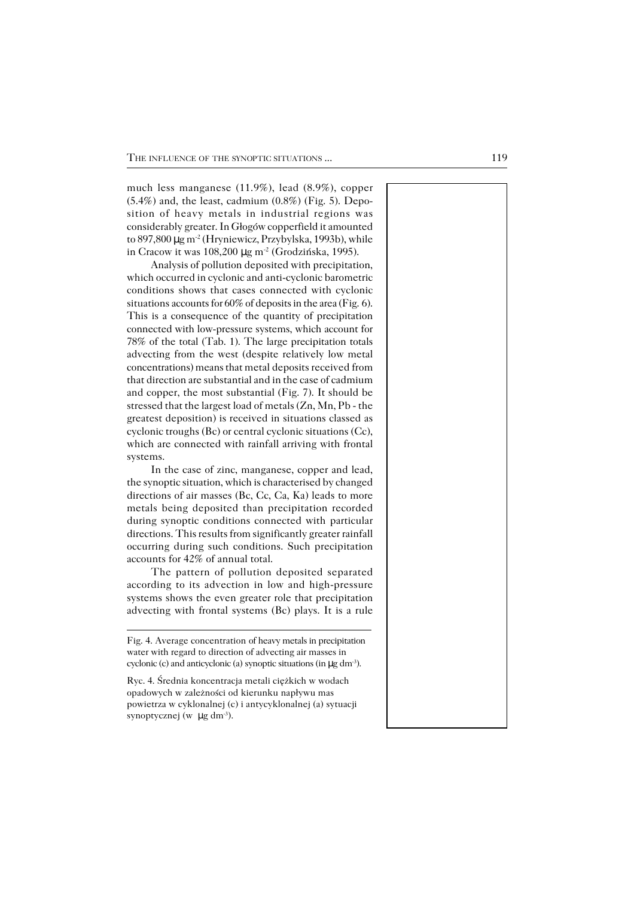much less manganese (11.9%), lead (8.9%), copper (5.4%) and, the least, cadmium (0.8%) (Fig. 5). Deposition of heavy metals in industrial regions was considerably greater. In Głogów copperfield it amounted to 897,800 μg $m^{-2}$ (Hryniewicz, Przybylska, 1993b), while in Cracow it was 108,200 μg $m^{-2}$ (Grodzińska, 1995).

Analysis of pollution deposited with precipitation, which occurred in cyclonic and anti-cyclonic barometric conditions shows that cases connected with cyclonic situations accounts for 60% of deposits in the area (Fig. 6). This is a consequence of the quantity of precipitation connected with low-pressure systems, which account for 78% of the total (Tab. 1). The large precipitation totals advecting from the west (despite relatively low metal concentrations) means that metal deposits received from that direction are substantial and in the case of cadmium and copper, the most substantial (Fig. 7). It should be stressed that the largest load of metals (Zn, Mn, Pb - the greatest deposition) is received in situations classed as cyclonic troughs (Bc) or central cyclonic situations (Cc), which are connected with rainfall arriving with frontal systems.

In the case of zinc, manganese, copper and lead, the synoptic situation, which is characterised by changed directions of air masses (Bc, Cc, Ca, Ka) leads to more metals being deposited than precipitation recorded during synoptic conditions connected with particular directions. This results from significantly greater rainfall occurring during such conditions. Such precipitation accounts for 42% of annual total.

The pattern of pollution deposited separated according to its advection in low and high-pressure systems shows the even greater role that precipitation advecting with frontal systems (Bc) plays. It is a rule

Fig. 4. Average concentration of heavy metals in precipitation water with regard to direction of advecting air masses in cyclonic (c) and anticyclonic (a) synoptic situations (in μg $dm^{-3}$).

Ryc. 4. Średnia koncentracja metali ciężkich w wodach opadowych w zależności od kierunku napływu mas powietrza w cyklonalnej (c) i antycyklonalnej (a) sytuacji synoptycznej (w μg $dm^{-3}$).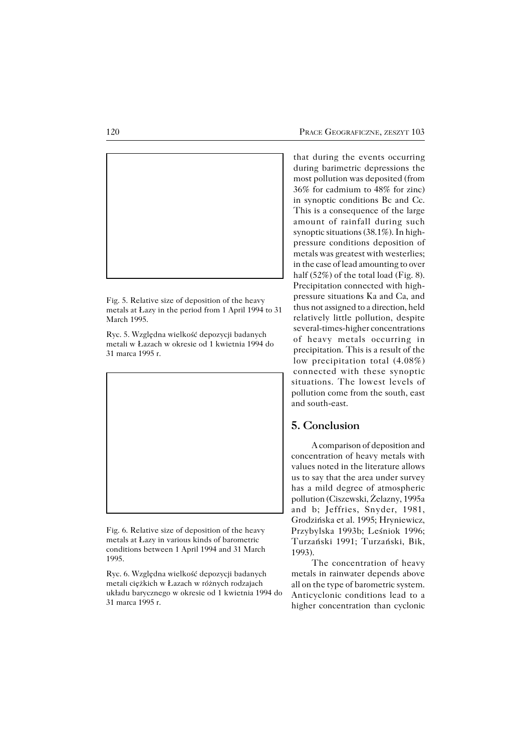Fig. 5. Relative size of deposition of the heavy metals at Łazy in the period from 1 April 1994 to 31 March 1995.

Ryc. 5. Względna wielkość depozycji badanych metali w Łazach w okresie od 1 kwietnia 1994 do 31 marca 1995 r.

Fig. 6. Relative size of deposition of the heavy metals at Łazy in various kinds of barometric conditions between 1 April 1994 and 31 March 1995.

Ryc. 6. Względna wielkość depozycji badanych metali ciężkich w Łazach w różnych rodzajach układu barycznego w okresie od 1 kwietnia 1994 do 31 marca 1995 r.

that during the events occurring during barimetric depressions the most pollution was deposited (from 36% for cadmium to 48% for zinc) in synoptic conditions Bc and Cc. This is a consequence of the large amount of rainfall during such synoptic situations (38.1%). In high-pressure conditions deposition of metals was greatest with westerlies; in the case of lead amounting to over half (52%) of the total load (Fig. 8). Precipitation connected with high-pressure situations Ka and Ca, and thus not assigned to a direction, held relatively little pollution, despite several-times-higher concentrations of heavy metals occurring in precipitation. This is a result of the low precipitation total (4.08%) connected with these synoptic situations. The lowest levels of pollution come from the south, east and south-east.

## 5. Conclusion

A comparison of deposition and concentration of heavy metals with values noted in the literature allows us to say that the area under survey has a mild degree of atmospheric pollution (Ciszewski, Żelazny, 1995a and b; Jeffries, Snyder, 1981, Grodzińska et al. 1995; Hryniewicz, Przybylska 1993b; Leśniok 1996; Turzański 1991; Turzański, Bik, 1993).

The concentration of heavy metals in rainwater depends above all on the type of barometric system. Anticyclonic conditions lead to a higher concentration than cyclonic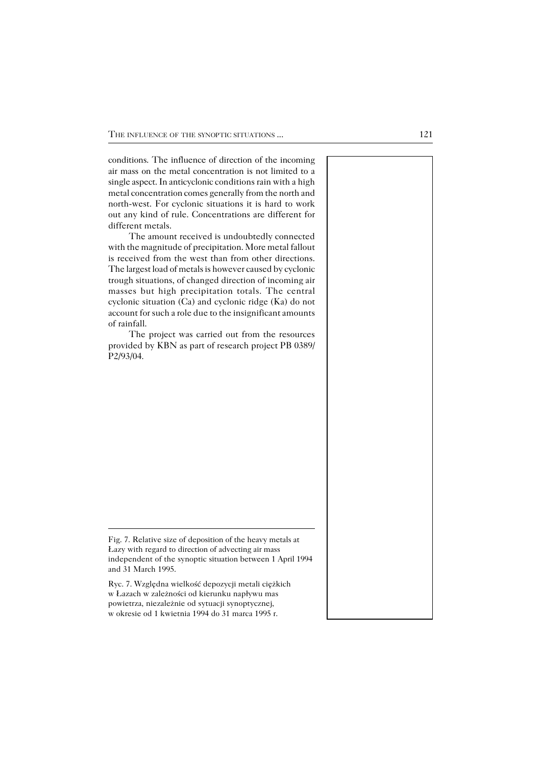conditions. The influence of direction of the incoming air mass on the metal concentration is not limited to a single aspect. In anticyclonic conditions rain with a high metal concentration comes generally from the north and north-west. For cyclonic situations it is hard to work out any kind of rule. Concentrations are different for different metals.

The amount received is undoubtedly connected with the magnitude of precipitation. More metal fallout is received from the west than from other directions. The largest load of metals is however caused by cyclonic trough situations, of changed direction of incoming air masses but high precipitation totals. The central cyclonic situation (Ca) and cyclonic ridge (Ka) do not account for such a role due to the insignificant amounts of rainfall.

The project was carried out from the resources provided by KBN as part of research project PB 0389/P2/93/04.

Fig. 7. Relative size of deposition of the heavy metals at Łazy with regard to direction of advecting air mass independent of the synoptic situation between 1 April 1994 and 31 March 1995.

Ryc. 7. Względna wielkość depozycji metali ciężkich w Łazach w zależności od kierunku napływu mas powietrza, niezależnie od sytuacji synoptycznej, w okresie od 1 kwietnia 1994 do 31 marca 1995 r.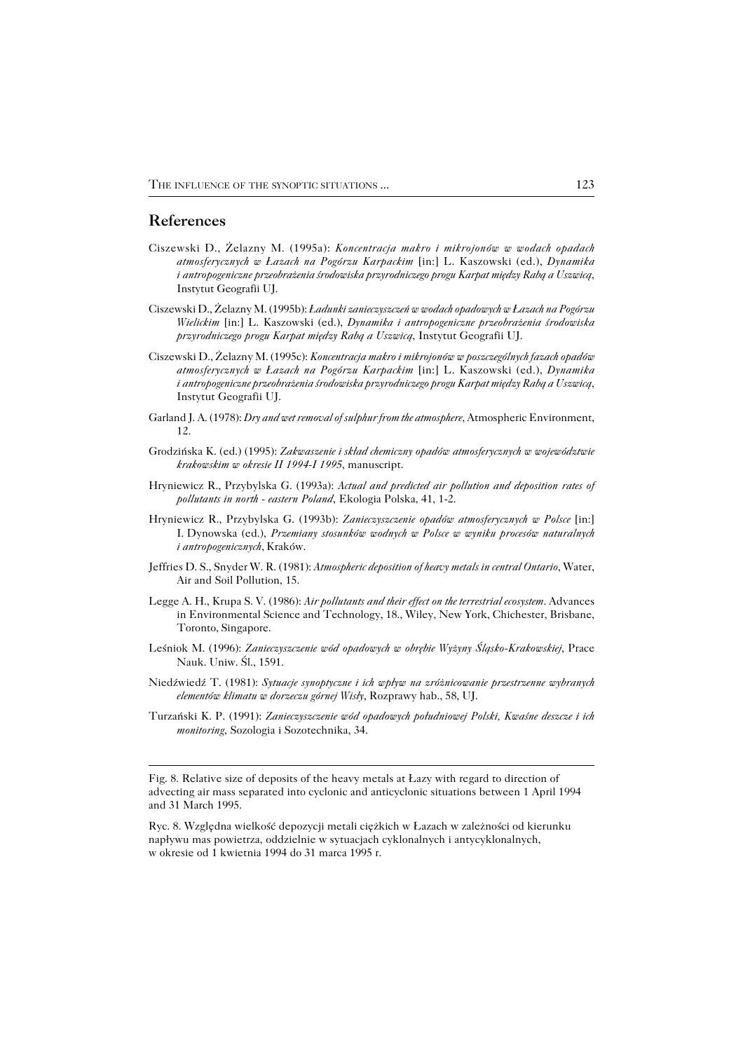## References

Ciszewski D., Żelazny M. (1995a): *Koncentracja makro i mikrojonów w wodach opadach atmosferycznych w Łazach na Pogórzu Karpackim* [in:] L. Kaszowski (ed.), *Dynamika i antropogeniczne przeobrażenia środowiska przyrodniczego progu Karpat między Rabą a Uszwicą*, Instytut Geografii UJ.

Ciszewski D., Żelazny M. (1995b): *Ładunki zanieczyszczeń w wodach opadowych w Łazach na Pogórzu Wielickim* [in:] L. Kaszowski (ed.), *Dynamika i antropogeniczne przeobrażenia środowiska przyrodniczego progu Karpat między Rabą a Uszwicą*, Instytut Geografii UJ.

Ciszewski D., Żelazny M. (1995c): *Koncentracja makro i mikrojonów w poszczególnych fazach opadów atmosferycznych w Łazach na Pogórzu Karpackim* [in:] L. Kaszowski (ed.), *Dynamika i antropogeniczne przeobrażenia środowiska przyrodniczego progu Karpat między Rabą a Uszwicą*, Instytut Geografii UJ.

Garland J. A. (1978): *Dry and wet removal of sulphur from the atmosphere*, Atmospheric Environment, 12.

Grodzińska K. (ed.) (1995): *Zakwaszenie i skład chemiczny opadów atmosferycznych w województwie krakowskim w okresie II 1994-I 1995*, manuscript.

Hryniewicz R., Przybylska G. (1993a): *Actual and predicted air pollution and deposition rates of pollutants in north - eastern Poland*, Ekologia Polska, 41, 1-2.

Hryniewicz R., Przybylska G. (1993b): *Zanieczyszczenie opadów atmosferycznych w Polsce* [in:] I. Dynowska (ed.), *Przemiany stosunków wodnych w Polsce w wyniku procesów naturalnych i antropogenicznych*, Kraków.

Jeffries D. S., Snyder W. R. (1981): *Atmospheric deposition of heavy metals in central Ontario*, Water, Air and Soil Pollution, 15.

Legge A. H., Krupa S. V. (1986): *Air pollutants and their effect on the terrestrial ecosystem*. Advances in Environmental Science and Technology, 18., Wiley, New York, Chichester, Brisbane, Toronto, Singapore.

Leśniok M. (1996): *Zanieczyszczenie wód opadowych w obrębie Wyżyny Śląsko-Krakowskiej*, Prace Nauk. Uniw. Śl., 1591.

Niedźwiedź T. (1981): *Sytuacje synoptyczne i ich wpływ na zróżnicowanie przestrzenne wybranych elementów klimatu w dorzeczu górnej Wisły*, Rozprawy hab., 58, UJ.

Turzański K. P. (1991): *Zanieczyszczenie wód opadowych południowej Polski, Kwaśne deszcze i ich monitoring*, Sozologia i Sozotechnika, 34.

---

Fig. 8. Relative size of deposits of the heavy metals at Łazy with regard to direction of advecting air mass separated into cyclonic and anticyclonic situations between 1 April 1994 and 31 March 1995.

Ryc. 8. Względna wielkość depozycji metali ciężkich w Łazach w zależności od kierunku napływu mas powietrza, oddzielnie w sytuacjach cyklonalnych i antycyklonalnych, w okresie od 1 kwietnia 1994 do 31 marca 1995 r.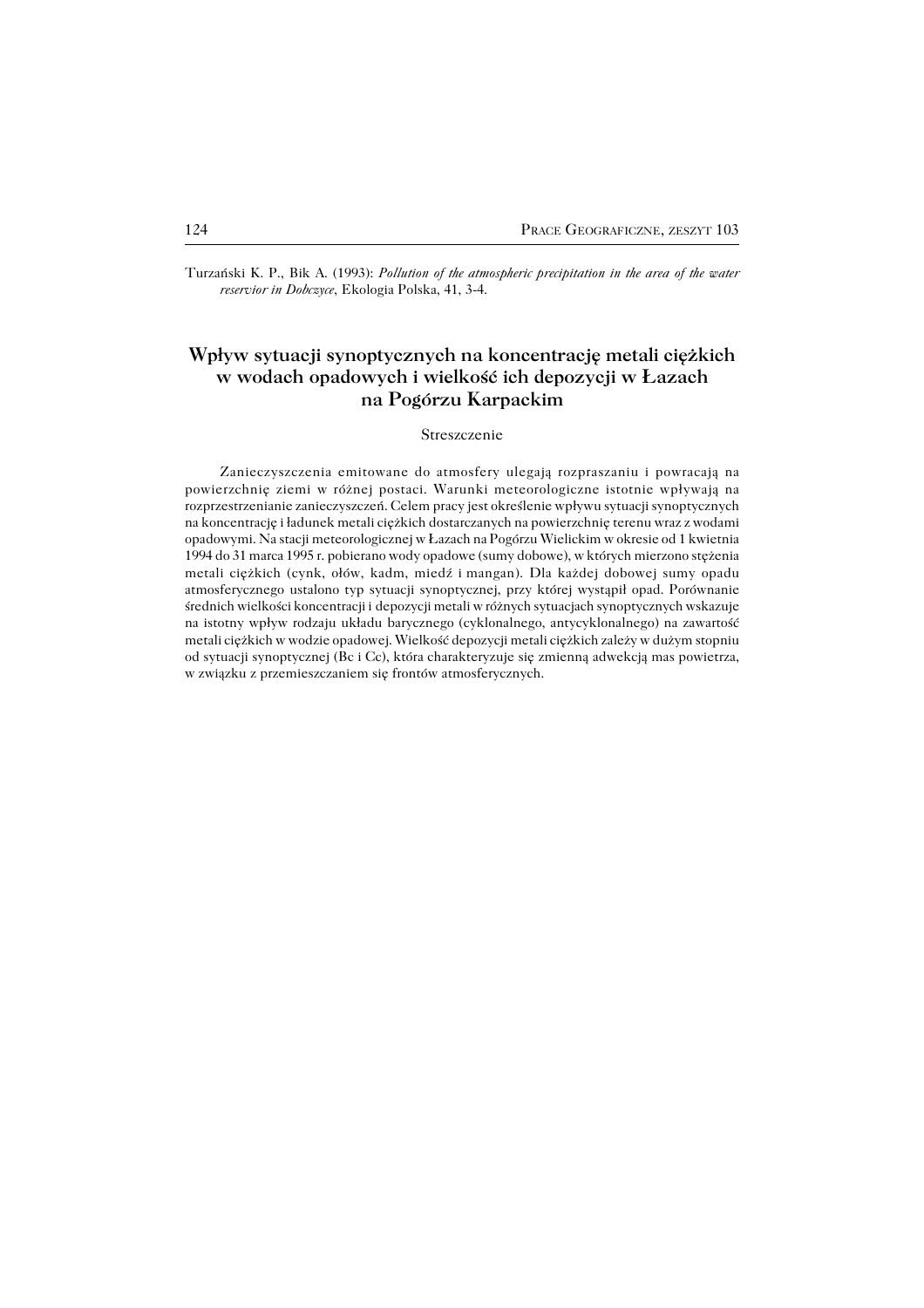Turzański K. P., Bik A. (1993): *Pollution of the atmospheric precipitation in the area of the water reservior in Dobczyce*, Ekologia Polska, 41, 3-4.

## Wpływ sytuacji synoptycznych na koncentrację metali ciężkich w wodach opadowych i wielkość ich depozycji w Łazach na Pogórzu Karpackim

### Streszczenie

Zanieczyszczenia emitowane do atmosfery ulegają rozpraszaniu i powracają na powierzchnię ziemi w różnej postaci. Warunki meteorologiczne istotnie wpływają na rozprzestrzenianie zanieczyszczeń. Celem pracy jest określenie wpływu sytuacji synoptycznych na koncentrację i ładunek metali ciężkich dostarczanych na powierzchnię terenu wraz z wodami opadowymi. Na stacji meteorologicznej w Łazach na Pogórzu Wielickim w okresie od 1 kwietnia 1994 do 31 marca 1995 r. pobierano wody opadowe (sumy dobowe), w których mierzono stężenia metali ciężkich (cynk, ołów, kadm, miedź i mangan). Dla każdej dobowej sumy opadu atmosferycznego ustalono typ sytuacji synoptycznej, przy której wystąpił opad. Porównanie średnich wielkości koncentracji i depozycji metali w różnych sytuacjach synoptycznych wskazuje na istotny wpływ rodzaju układu barycznego (cyklonalnego, antycyklonalnego) na zawartość metali ciężkich w wodzie opadowej. Wielkość depozycji metali ciężkich zależy w dużym stopniu od sytuacji synoptycznej (Bc i Cc), która charakteryzuje się zmienną adwekcją mas powietrza, w związku z przemieszczaniem się frontów atmosferycznych.